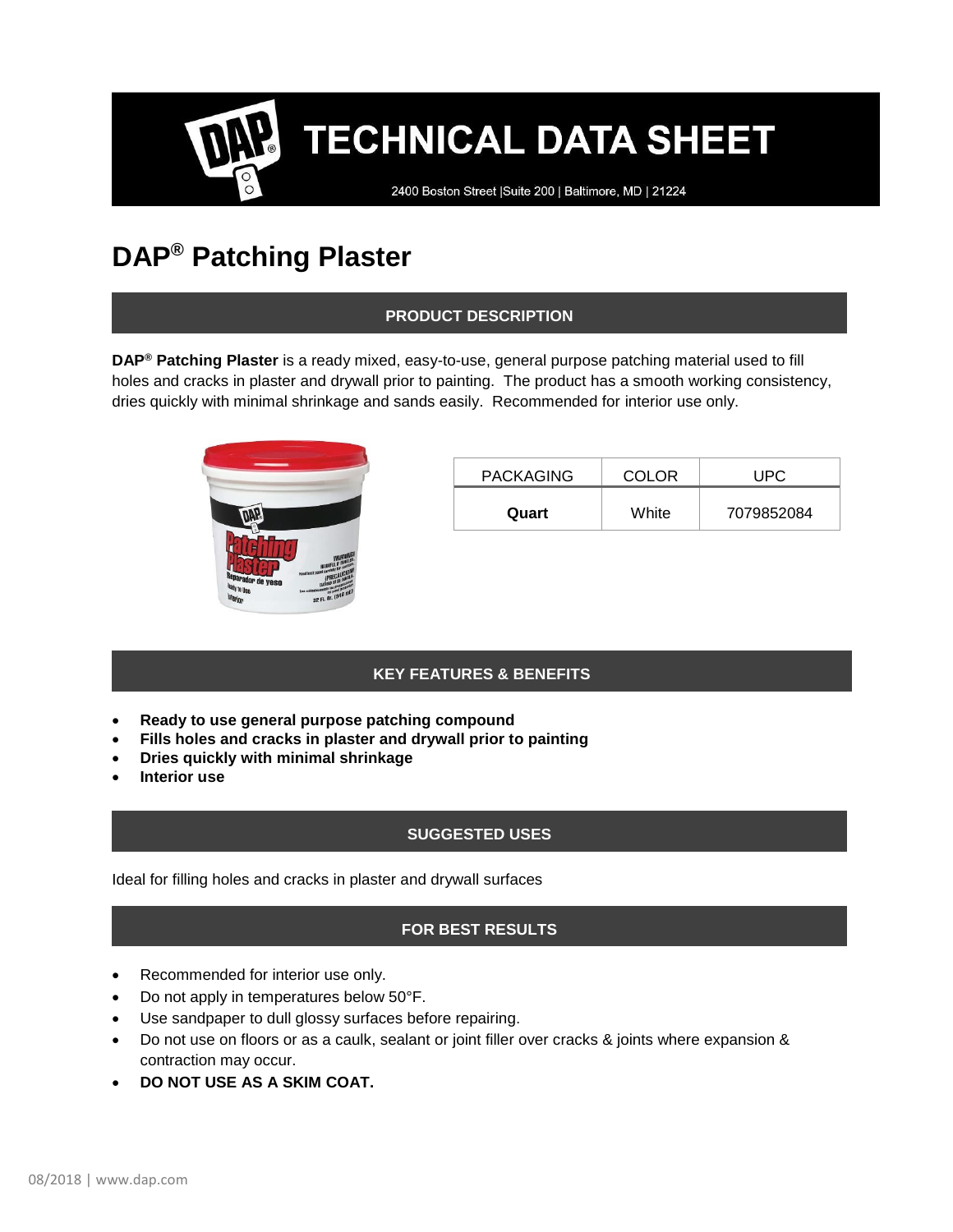# TECHNICAL DATA SHEET

2400 Boston Street |Suite 200 | Baltimore, MD | 21224

# DAP® Patching Plaster

## PRODUCT DESCRIPTION

**DAP® Patching Plaster** is a ready mixed, easy-to-use, general purpose patching material used to fill holes and cracks in plaster and drywall prior to painting. The product has a smooth working consistency, dries quickly with minimal shrinkage and sands easily. Recommended for interior use only.

| PACKAGING | COLOR | UPC |
|---|---|---|
| **Quart** | White | 7079852084 |

## KEY FEATURES & BENEFITS

- **Ready to use general purpose patching compound**
- **Fills holes and cracks in plaster and drywall prior to painting**
- **Dries quickly with minimal shrinkage**
- **Interior use**

## SUGGESTED USES

Ideal for filling holes and cracks in plaster and drywall surfaces

## FOR BEST RESULTS

- Recommended for interior use only.
- Do not apply in temperatures below 50°F.
- Use sandpaper to dull glossy surfaces before repairing.
- Do not use on floors or as a caulk, sealant or joint filler over cracks & joints where expansion & contraction may occur.
- **DO NOT USE AS A SKIM COAT.**

08/2018 | www.dap.com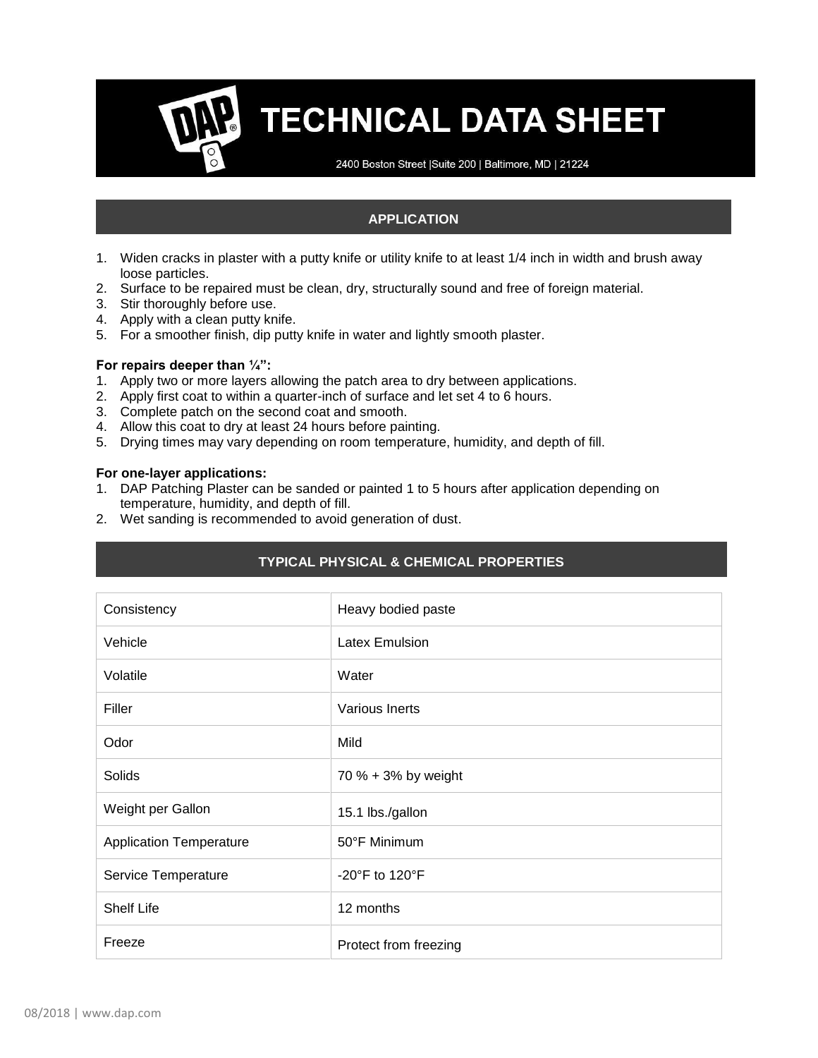# TECHNICAL DATA SHEET

2400 Boston Street |Suite 200 | Baltimore, MD | 21224

## APPLICATION

1. Widen cracks in plaster with a putty knife or utility knife to at least 1/4 inch in width and brush away loose particles.
2. Surface to be repaired must be clean, dry, structurally sound and free of foreign material.
3. Stir thoroughly before use.
4. Apply with a clean putty knife.
5. For a smoother finish, dip putty knife in water and lightly smooth plaster.

**For repairs deeper than ¼":**

1. Apply two or more layers allowing the patch area to dry between applications.
2. Apply first coat to within a quarter-inch of surface and let set 4 to 6 hours.
3. Complete patch on the second coat and smooth.
4. Allow this coat to dry at least 24 hours before painting.
5. Drying times may vary depending on room temperature, humidity, and depth of fill.

**For one-layer applications:**

1. DAP Patching Plaster can be sanded or painted 1 to 5 hours after application depending on temperature, humidity, and depth of fill.
2. Wet sanding is recommended to avoid generation of dust.

## TYPICAL PHYSICAL & CHEMICAL PROPERTIES

| | |
|---|---|
| Consistency | Heavy bodied paste |
| Vehicle | Latex Emulsion |
| Volatile | Water |
| Filler | Various Inerts |
| Odor | Mild |
| Solids | 70 % + 3% by weight |
| Weight per Gallon | 15.1 lbs./gallon |
| Application Temperature | 50°F Minimum |
| Service Temperature | -20°F to 120°F |
| Shelf Life | 12 months |
| Freeze | Protect from freezing |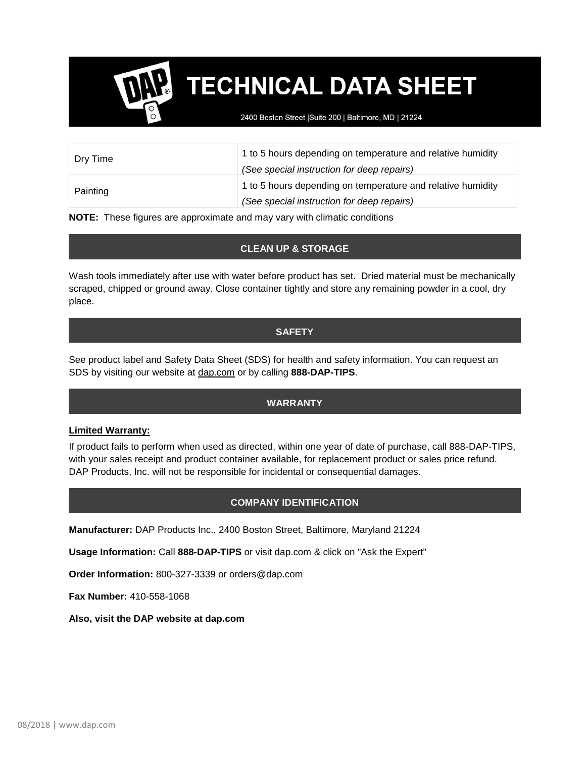| | |
|---|---|
| Dry Time | 1 to 5 hours depending on temperature and relative humidity *(See special instruction for deep repairs)* |
| Painting | 1 to 5 hours depending on temperature and relative humidity *(See special instruction for deep repairs)* |

**NOTE:** These figures are approximate and may vary with climatic conditions

## CLEAN UP & STORAGE

Wash tools immediately after use with water before product has set. Dried material must be mechanically scraped, chipped or ground away. Close container tightly and store any remaining powder in a cool, dry place.

## SAFETY

See product label and Safety Data Sheet (SDS) for health and safety information. You can request an SDS by visiting our website at dap.com or by calling **888-DAP-TIPS**.

## WARRANTY

**Limited Warranty:**

If product fails to perform when used as directed, within one year of date of purchase, call 888-DAP-TIPS, with your sales receipt and product container available, for replacement product or sales price refund. DAP Products, Inc. will not be responsible for incidental or consequential damages.

## COMPANY IDENTIFICATION

**Manufacturer:** DAP Products Inc., 2400 Boston Street, Baltimore, Maryland 21224

**Usage Information:** Call **888-DAP-TIPS** or visit dap.com & click on "Ask the Expert"

**Order Information:** 800-327-3339 or orders@dap.com

**Fax Number:** 410-558-1068

**Also, visit the DAP website at dap.com**